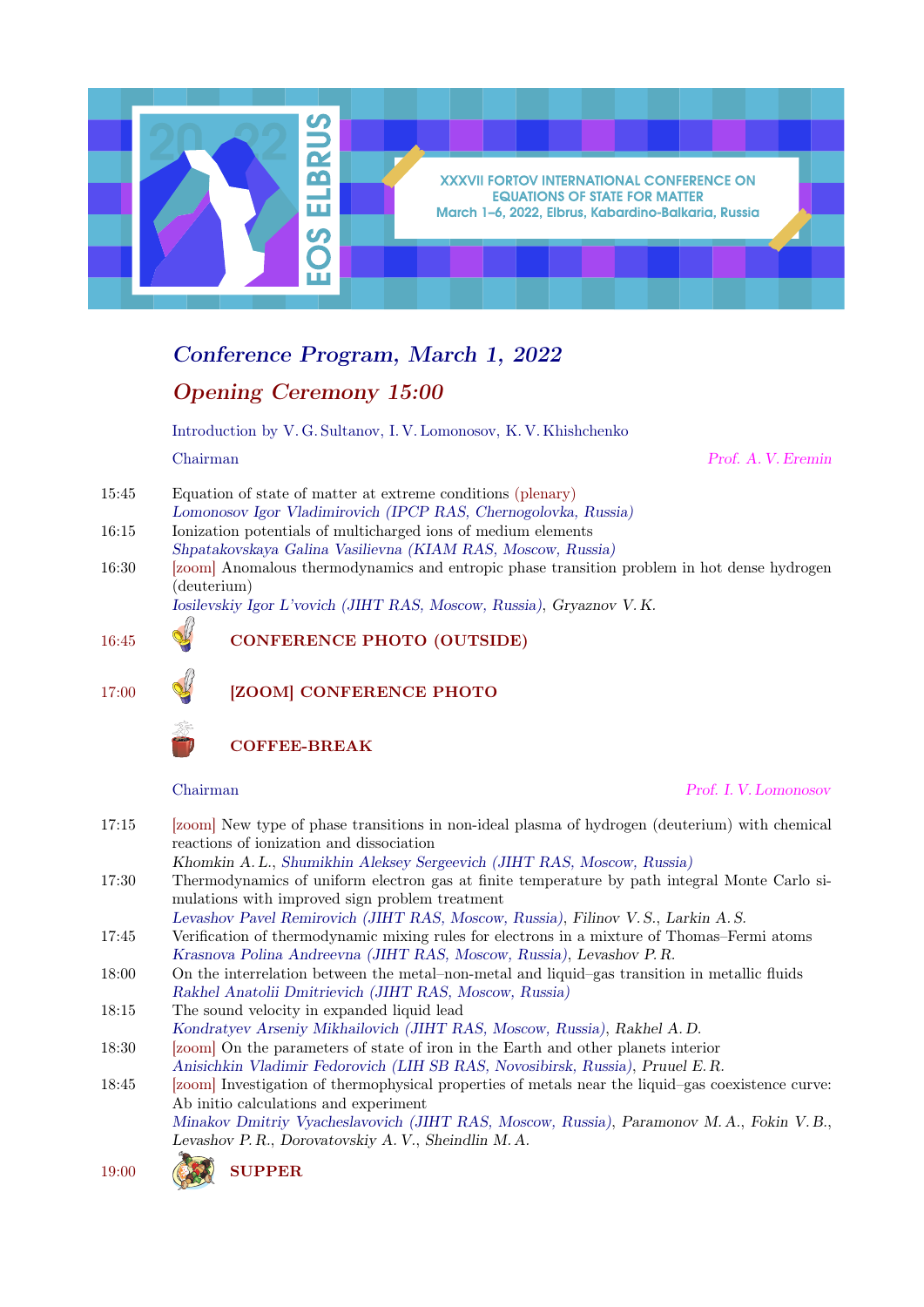XXXVII FORTOV INTERNATIONAL CONFERENCE ON EQUATIONS OF STATE FOR MATTER
March 1–6, 2022, Elbrus, Kabardino-Balkaria, Russia

# *Conference Program, March 1, 2022*

## *Opening Ceremony 15:00*

Introduction by V. G. Sultanov, I. V. Lomonosov, K. V. Khishchenko

Chairman *Prof. A. V. Eremin*

15:45 Equation of state of matter at extreme conditions (plenary)
*Lomonosov Igor Vladimirovich (IPCP RAS, Chernogolovka, Russia)*

16:15 Ionization potentials of multicharged ions of medium elements
*Shpatakovskaya Galina Vasilievna (KIAM RAS, Moscow, Russia)*

16:30 [zoom] Anomalous thermodynamics and entropic phase transition problem in hot dense hydrogen (deuterium)
*Iosilevskiy Igor L'vovich (JIHT RAS, Moscow, Russia), Gryaznov V. K.*

16:45 **CONFERENCE PHOTO (OUTSIDE)**

17:00 **[ZOOM] CONFERENCE PHOTO**

**COFFEE-BREAK**

Chairman *Prof. I. V. Lomonosov*

17:15 [zoom] New type of phase transitions in non-ideal plasma of hydrogen (deuterium) with chemical reactions of ionization and dissociation
*Khomkin A. L., Shumikhin Aleksey Sergeevich (JIHT RAS, Moscow, Russia)*

17:30 Thermodynamics of uniform electron gas at finite temperature by path integral Monte Carlo simulations with improved sign problem treatment
*Levashov Pavel Remirovich (JIHT RAS, Moscow, Russia), Filinov V. S., Larkin A. S.*

17:45 Verification of thermodynamic mixing rules for electrons in a mixture of Thomas–Fermi atoms
*Krasnova Polina Andreevna (JIHT RAS, Moscow, Russia), Levashov P. R.*

18:00 On the interrelation between the metal–non-metal and liquid–gas transition in metallic fluids
*Rakhel Anatolii Dmitrievich (JIHT RAS, Moscow, Russia)*

18:15 The sound velocity in expanded liquid lead
*Kondratyev Arseniy Mikhailovich (JIHT RAS, Moscow, Russia), Rakhel A. D.*

18:30 [zoom] On the parameters of state of iron in the Earth and other planets interior
*Anisichkin Vladimir Fedorovich (LIH SB RAS, Novosibirsk, Russia), Pruuel E. R.*

18:45 [zoom] Investigation of thermophysical properties of metals near the liquid–gas coexistence curve: Ab initio calculations and experiment
*Minakov Dmitriy Vyacheslavovich (JIHT RAS, Moscow, Russia), Paramonov M. A., Fokin V. B., Levashov P. R., Dorovatovskiy A. V., Sheindlin M. A.*

19:00 **SUPPER**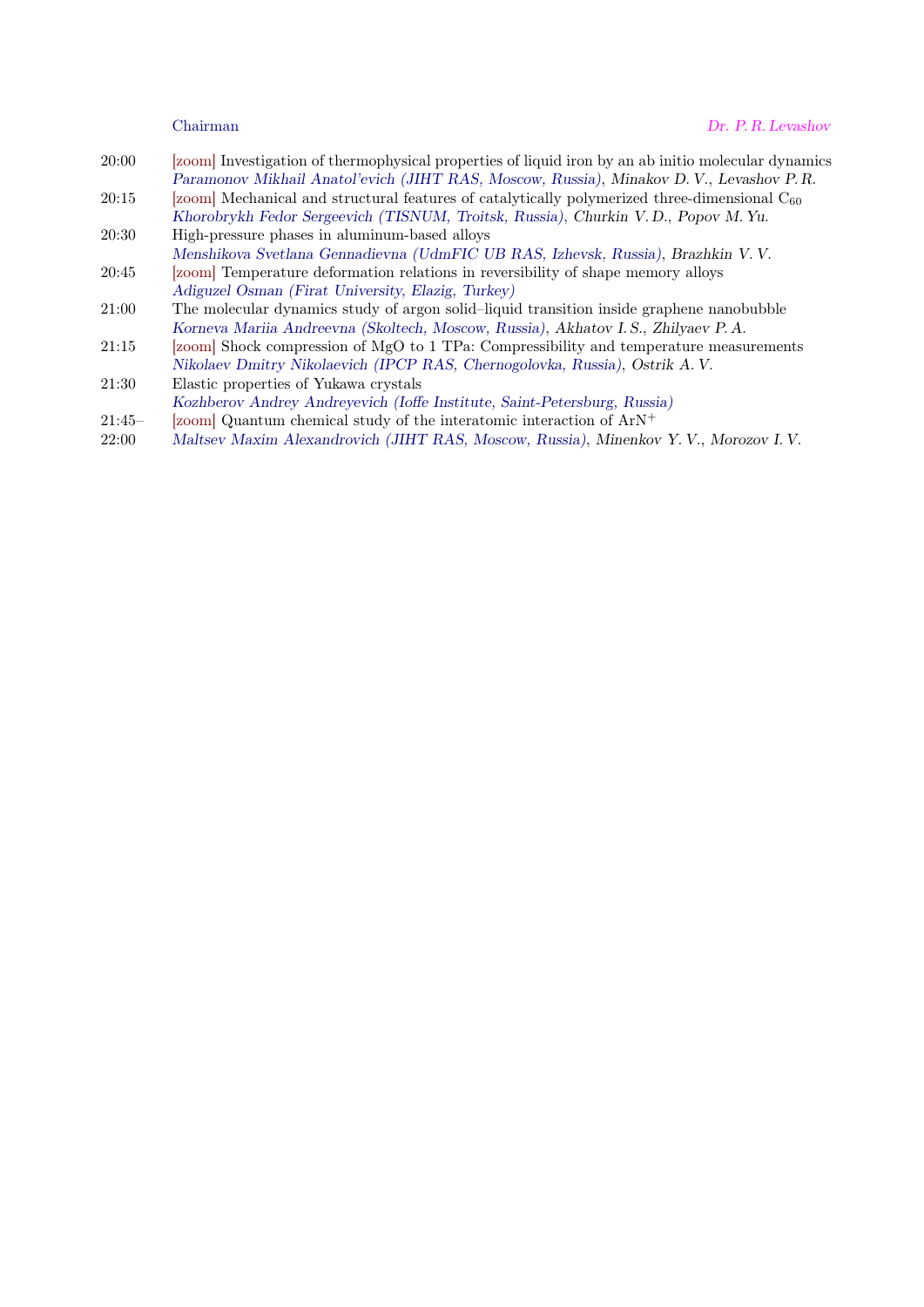Chairman *Dr. P. R. Levashov*

20:00 [zoom] Investigation of thermophysical properties of liquid iron by an ab initio molecular dynamics
*Paramonov Mikhail Anatol'evich (JIHT RAS, Moscow, Russia)*, *Minakov D. V.*, *Levashov P. R.*

20:15 [zoom] Mechanical and structural features of catalytically polymerized three-dimensional $C_{60}$
*Khorobrykh Fedor Sergeevich (TISNUM, Troitsk, Russia)*, *Churkin V. D.*, *Popov M. Yu.*

20:30 High-pressure phases in aluminum-based alloys
*Menshikova Svetlana Gennadievna (UdmFIC UB RAS, Izhevsk, Russia)*, *Brazhkin V. V.*

20:45 [zoom] Temperature deformation relations in reversibility of shape memory alloys
*Adiguzel Osman (Firat University, Elazig, Turkey)*

21:00 The molecular dynamics study of argon solid–liquid transition inside graphene nanobubble
*Korneva Mariia Andreevna (Skoltech, Moscow, Russia)*, *Akhatov I. S.*, *Zhilyaev P. A.*

21:15 [zoom] Shock compression of MgO to 1 TPa: Compressibility and temperature measurements
*Nikolaev Dmitry Nikolaevich (IPCP RAS, Chernogolovka, Russia)*, *Ostrik A. V.*

21:30 Elastic properties of Yukawa crystals
*Kozhberov Andrey Andreyevich (Ioffe Institute, Saint-Petersburg, Russia)*

21:45–22:00 [zoom] Quantum chemical study of the interatomic interaction of $ArN^+$
*Maltsev Maxim Alexandrovich (JIHT RAS, Moscow, Russia)*, *Minenkov Y. V.*, *Morozov I. V.*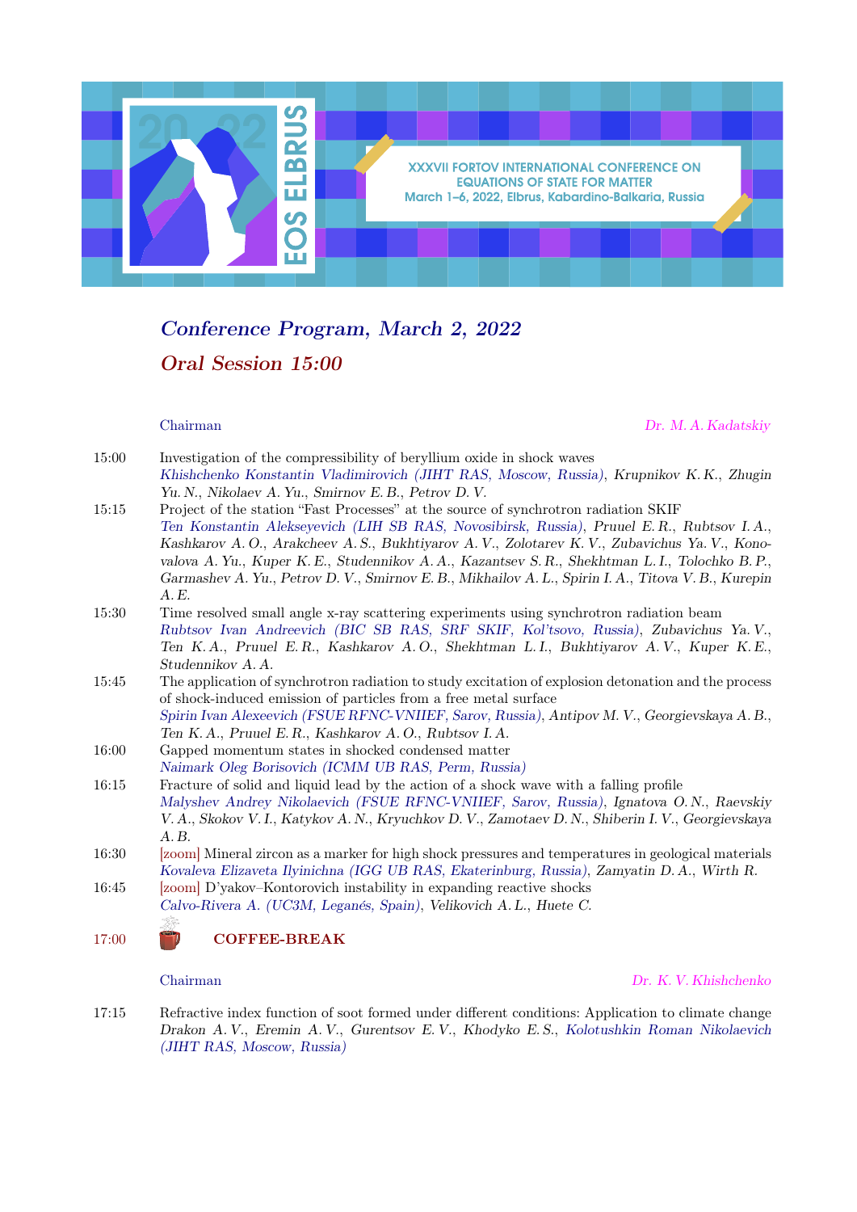XXXVII FORTOV INTERNATIONAL CONFERENCE ON EQUATIONS OF STATE FOR MATTER
March 1–6, 2022, Elbrus, Kabardino-Balkaria, Russia

## *Conference Program, March 2, 2022*

## *Oral Session 15:00*

Chairman — *Dr. M. A. Kadatskiy*

**15:00** Investigation of the compressibility of beryllium oxide in shock waves
*Khishchenko Konstantin Vladimirovich (JIHT RAS, Moscow, Russia), Krupnikov K. K., Zhugin Yu. N., Nikolaev A. Yu., Smirnov E. B., Petrov D. V.*

**15:15** Project of the station "Fast Processes" at the source of synchrotron radiation SKIF
*Ten Konstantin Alekseyevich (LIH SB RAS, Novosibirsk, Russia), Pruuel E. R., Rubtsov I. A., Kashkarov A. O., Arakcheev A. S., Bukhtiyarov A. V., Zolotarev K. V., Zubavichus Ya. V., Konovalova A. Yu., Kuper K. E., Studennikov A. A., Kazantsev S. R., Shekhtman L. I., Tolochko B. P., Garmashev A. Yu., Petrov D. V., Smirnov E. B., Mikhailov A. L., Spirin I. A., Titova V. B., Kurepin A. E.*

**15:30** Time resolved small angle x-ray scattering experiments using synchrotron radiation beam
*Rubtsov Ivan Andreevich (BIC SB RAS, SRF SKIF, Kol'tsovo, Russia), Zubavichus Ya. V., Ten K. A., Pruuel E. R., Kashkarov A. O., Shekhtman L. I., Bukhtiyarov A. V., Kuper K. E., Studennikov A. A.*

**15:45** The application of synchrotron radiation to study excitation of explosion detonation and the process of shock-induced emission of particles from a free metal surface
*Spirin Ivan Alexeevich (FSUE RFNC-VNIIEF, Sarov, Russia), Antipov M. V., Georgievskaya A. B., Ten K. A., Pruuel E. R., Kashkarov A. O., Rubtsov I. A.*

**16:00** Gapped momentum states in shocked condensed matter
*Naimark Oleg Borisovich (ICMM UB RAS, Perm, Russia)*

**16:15** Fracture of solid and liquid lead by the action of a shock wave with a falling profile
*Malyshev Andrey Nikolaevich (FSUE RFNC-VNIIEF, Sarov, Russia), Ignatova O. N., Raevskiy V. A., Skokov V. I., Katykov A. N., Kryuchkov D. V., Zamotaev D. N., Shiberin I. V., Georgievskaya A. B.*

**16:30** [zoom] Mineral zircon as a marker for high shock pressures and temperatures in geological materials
*Kovaleva Elizaveta Ilyinichna (IGG UB RAS, Ekaterinburg, Russia), Zamyatin D. A., Wirth R.*

**16:45** [zoom] D'yakov–Kontorovich instability in expanding reactive shocks
*Calvo-Rivera A. (UC3M, Leganés, Spain), Velikovich A. L., Huete C.*

**17:00** **COFFEE-BREAK**

Chairman — *Dr. K. V. Khishchenko*

**17:15** Refractive index function of soot formed under different conditions: Application to climate change
*Drakon A. V., Eremin A. V., Gurentsov E. V., Khodyko E. S., Kolotushkin Roman Nikolaevich (JIHT RAS, Moscow, Russia)*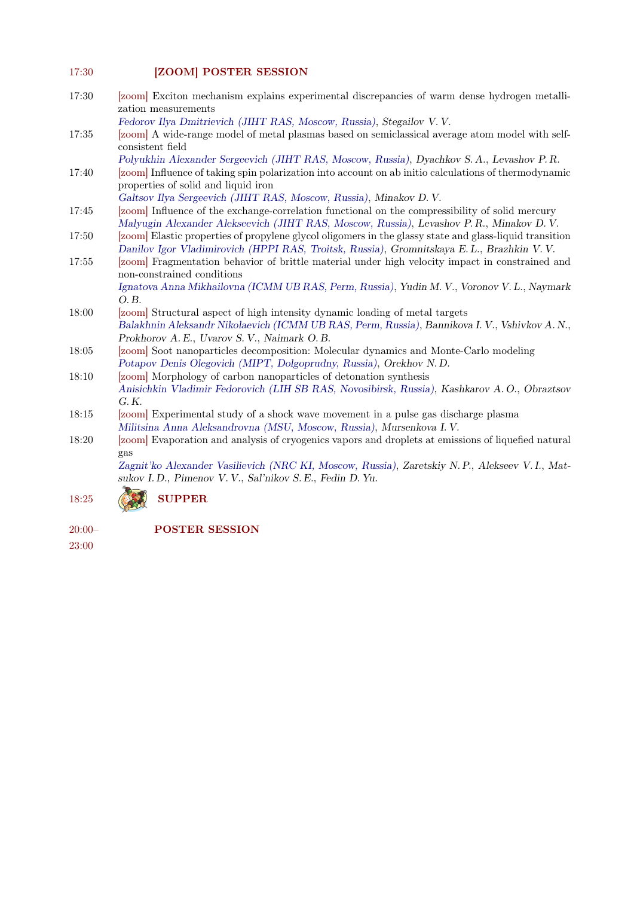**17:30 [ZOOM] POSTER SESSION**

17:30 [zoom] Exciton mechanism explains experimental discrepancies of warm dense hydrogen metallization measurements
*Fedorov Ilya Dmitrievich (JIHT RAS, Moscow, Russia)*, *Stegailov V. V.*

17:35 [zoom] A wide-range model of metal plasmas based on semiclassical average atom model with self-consistent field
*Polyukhin Alexander Sergeevich (JIHT RAS, Moscow, Russia)*, *Dyachkov S. A.*, *Levashov P. R.*

17:40 [zoom] Influence of taking spin polarization into account on ab initio calculations of thermodynamic properties of solid and liquid iron
*Galtsov Ilya Sergeevich (JIHT RAS, Moscow, Russia)*, *Minakov D. V.*

17:45 [zoom] Influence of the exchange-correlation functional on the compressibility of solid mercury
*Malyugin Alexander Alekseevich (JIHT RAS, Moscow, Russia)*, *Levashov P. R.*, *Minakov D. V.*

17:50 [zoom] Elastic properties of propylene glycol oligomers in the glassy state and glass-liquid transition
*Danilov Igor Vladimirovich (HPPI RAS, Troitsk, Russia)*, *Gromnitskaya E. L.*, *Brazhkin V. V.*

17:55 [zoom] Fragmentation behavior of brittle material under high velocity impact in constrained and non-constrained conditions
*Ignatova Anna Mikhailovna (ICMM UB RAS, Perm, Russia)*, *Yudin M. V.*, *Voronov V. L.*, *Naymark O. B.*

18:00 [zoom] Structural aspect of high intensity dynamic loading of metal targets
*Balakhnin Aleksandr Nikolaevich (ICMM UB RAS, Perm, Russia)*, *Bannikova I. V.*, *Vshivkov A. N.*, *Prokhorov A. E.*, *Uvarov S. V.*, *Naimark O. B.*

18:05 [zoom] Soot nanoparticles decomposition: Molecular dynamics and Monte-Carlo modeling
*Potapov Denis Olegovich (MIPT, Dolgoprudny, Russia)*, *Orekhov N. D.*

18:10 [zoom] Morphology of carbon nanoparticles of detonation synthesis
*Anisichkin Vladimir Fedorovich (LIH SB RAS, Novosibirsk, Russia)*, *Kashkarov A. O.*, *Obraztsov G. K.*

18:15 [zoom] Experimental study of a shock wave movement in a pulse gas discharge plasma
*Militsina Anna Aleksandrovna (MSU, Moscow, Russia)*, *Mursenkova I. V.*

18:20 [zoom] Evaporation and analysis of cryogenics vapors and droplets at emissions of liquefied natural gas
*Zagnit'ko Alexander Vasilievich (NRC KI, Moscow, Russia)*, *Zaretskiy N. P.*, *Alekseev V. I.*, *Matsukov I. D.*, *Pimenov V. V.*, *Sal'nikov S. E.*, *Fedin D. Yu.*

**18:25 SUPPER**

**20:00–23:00 POSTER SESSION**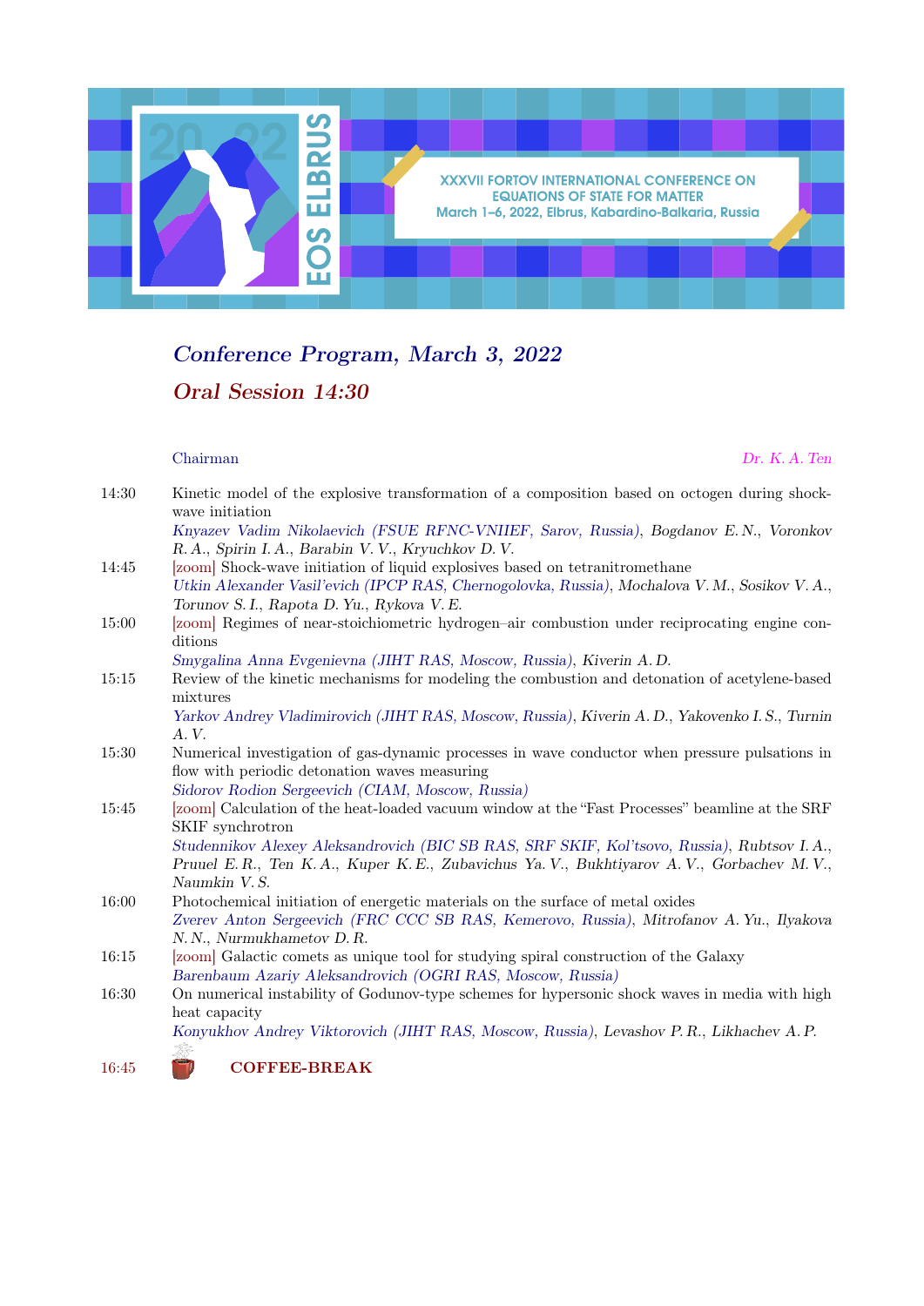XXXVII FORTOV INTERNATIONAL CONFERENCE ON EQUATIONS OF STATE FOR MATTER
March 1–6, 2022, Elbrus, Kabardino-Balkaria, Russia

## *Conference Program, March 3, 2022*

## *Oral Session 14:30*

Chairman *Dr. K. A. Ten*

14:30 Kinetic model of the explosive transformation of a composition based on octogen during shock-wave initiation
*Knyazev Vadim Nikolaevich (FSUE RFNC-VNIIEF, Sarov, Russia), Bogdanov E. N., Voronkov R. A., Spirin I. A., Barabin V. V., Kryuchkov D. V.*

14:45 [zoom] Shock-wave initiation of liquid explosives based on tetranitromethane
*Utkin Alexander Vasil'evich (IPCP RAS, Chernogolovka, Russia), Mochalova V. M., Sosikov V. A., Torunov S. I., Rapota D. Yu., Rykova V. E.*

15:00 [zoom] Regimes of near-stoichiometric hydrogen–air combustion under reciprocating engine conditions
*Smygalina Anna Evgenievna (JIHT RAS, Moscow, Russia), Kiverin A. D.*

15:15 Review of the kinetic mechanisms for modeling the combustion and detonation of acetylene-based mixtures
*Yarkov Andrey Vladimirovich (JIHT RAS, Moscow, Russia), Kiverin A. D., Yakovenko I. S., Turnin A. V.*

15:30 Numerical investigation of gas-dynamic processes in wave conductor when pressure pulsations in flow with periodic detonation waves measuring
*Sidorov Rodion Sergeevich (CIAM, Moscow, Russia)*

15:45 [zoom] Calculation of the heat-loaded vacuum window at the "Fast Processes" beamline at the SRF SKIF synchrotron
*Studennikov Alexey Aleksandrovich (BIC SB RAS, SRF SKIF, Kol'tsovo, Russia), Rubtsov I. A., Pruuel E. R., Ten K. A., Kuper K. E., Zubavichus Ya. V., Bukhtiyarov A. V., Gorbachev M. V., Naumkin V. S.*

16:00 Photochemical initiation of energetic materials on the surface of metal oxides
*Zverev Anton Sergeevich (FRC CCC SB RAS, Kemerovo, Russia), Mitrofanov A. Yu., Ilyakova N. N., Nurmukhametov D. R.*

16:15 [zoom] Galactic comets as unique tool for studying spiral construction of the Galaxy
*Barenbaum Azariy Aleksandrovich (OGRI RAS, Moscow, Russia)*

16:30 On numerical instability of Godunov-type schemes for hypersonic shock waves in media with high heat capacity
*Konyukhov Andrey Viktorovich (JIHT RAS, Moscow, Russia), Levashov P. R., Likhachev A. P.*

16:45 **COFFEE-BREAK**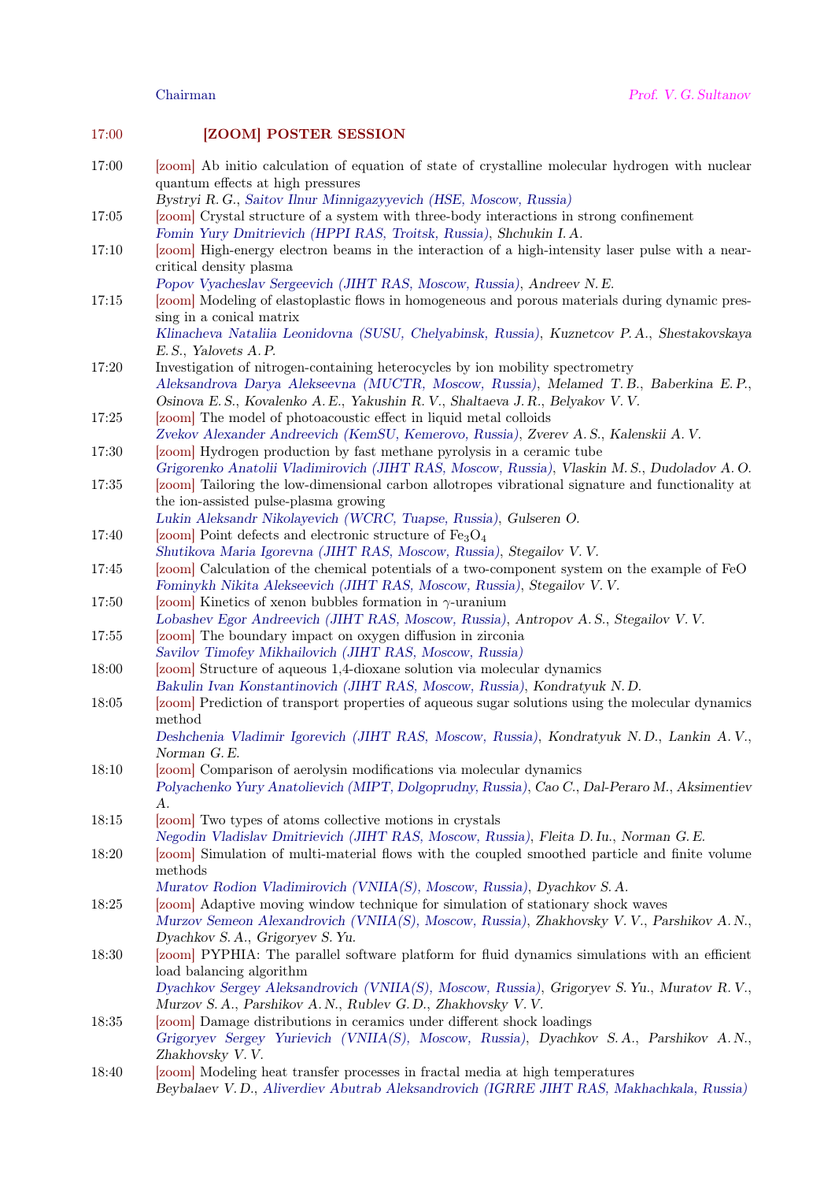Chairman *Prof. V. G. Sultanov*

17:00 **[ZOOM] POSTER SESSION**

17:00 [zoom] Ab initio calculation of equation of state of crystalline molecular hydrogen with nuclear quantum effects at high pressures
*Bystryi R. G., Saitov Ilnur Minnigazyyevich (HSE, Moscow, Russia)*

17:05 [zoom] Crystal structure of a system with three-body interactions in strong confinement
*Fomin Yury Dmitrievich (HPPI RAS, Troitsk, Russia), Shchukin I. A.*

17:10 [zoom] High-energy electron beams in the interaction of a high-intensity laser pulse with a near-critical density plasma
*Popov Vyacheslav Sergeevich (JIHT RAS, Moscow, Russia), Andreev N. E.*

17:15 [zoom] Modeling of elastoplastic flows in homogeneous and porous materials during dynamic pressing in a conical matrix
*Klinacheva Nataliia Leonidovna (SUSU, Chelyabinsk, Russia), Kuznetcov P. A., Shestakovskaya E. S., Yalovets A. P.*

17:20 Investigation of nitrogen-containing heterocycles by ion mobility spectrometry
*Aleksandrova Darya Alekseevna (MUCTR, Moscow, Russia), Melamed T. B., Baberkina E. P., Osinova E. S., Kovalenko A. E., Yakushin R. V., Shaltaeva J. R., Belyakov V. V.*

17:25 [zoom] The model of photoacoustic effect in liquid metal colloids
*Zvekov Alexander Andreevich (KemSU, Kemerovo, Russia), Zverev A. S., Kalenskii A. V.*

17:30 [zoom] Hydrogen production by fast methane pyrolysis in a ceramic tube
*Grigorenko Anatolii Vladimirovich (JIHT RAS, Moscow, Russia), Vlaskin M. S., Dudoladov A. O.*

17:35 [zoom] Tailoring the low-dimensional carbon allotropes vibrational signature and functionality at the ion-assisted pulse-plasma growing
*Lukin Aleksandr Nikolayevich (WCRC, Tuapse, Russia), Gulseren O.*

17:40 [zoom] Point defects and electronic structure of $Fe_3O_4$
*Shutikova Maria Igorevna (JIHT RAS, Moscow, Russia), Stegailov V. V.*

17:45 [zoom] Calculation of the chemical potentials of a two-component system on the example of FeO
*Fominykh Nikita Alekseevich (JIHT RAS, Moscow, Russia), Stegailov V. V.*

17:50 [zoom] Kinetics of xenon bubbles formation in $\gamma$-uranium
*Lobashev Egor Andreevich (JIHT RAS, Moscow, Russia), Antropov A. S., Stegailov V. V.*

17:55 [zoom] The boundary impact on oxygen diffusion in zirconia
*Savilov Timofey Mikhailovich (JIHT RAS, Moscow, Russia)*

18:00 [zoom] Structure of aqueous 1,4-dioxane solution via molecular dynamics
*Bakulin Ivan Konstantinovich (JIHT RAS, Moscow, Russia), Kondratyuk N. D.*

18:05 [zoom] Prediction of transport properties of aqueous sugar solutions using the molecular dynamics method
*Deshchenia Vladimir Igorevich (JIHT RAS, Moscow, Russia), Kondratyuk N. D., Lankin A. V., Norman G. E.*

18:10 [zoom] Comparison of aerolysin modifications via molecular dynamics
*Polyachenko Yury Anatolievich (MIPT, Dolgoprudny, Russia), Cao C., Dal-Peraro M., Aksimentiev A.*

18:15 [zoom] Two types of atoms collective motions in crystals
*Negodin Vladislav Dmitrievich (JIHT RAS, Moscow, Russia), Fleita D. Iu., Norman G. E.*

18:20 [zoom] Simulation of multi-material flows with the coupled smoothed particle and finite volume methods
*Muratov Rodion Vladimirovich (VNIIA(S), Moscow, Russia), Dyachkov S. A.*

18:25 [zoom] Adaptive moving window technique for simulation of stationary shock waves
*Murzov Semeon Alexandrovich (VNIIA(S), Moscow, Russia), Zhakhovsky V. V., Parshikov A. N., Dyachkov S. A., Grigoryev S. Yu.*

18:30 [zoom] PYPHIA: The parallel software platform for fluid dynamics simulations with an efficient load balancing algorithm
*Dyachkov Sergey Aleksandrovich (VNIIA(S), Moscow, Russia), Grigoryev S. Yu., Muratov R. V., Murzov S. A., Parshikov A. N., Rublev G. D., Zhakhovsky V. V.*

18:35 [zoom] Damage distributions in ceramics under different shock loadings
*Grigoryev Sergey Yurievich (VNIIA(S), Moscow, Russia), Dyachkov S. A., Parshikov A. N., Zhakhovsky V. V.*

18:40 [zoom] Modeling heat transfer processes in fractal media at high temperatures
*Beybalaev V. D., Aliverdiev Abutrab Aleksandrovich (IGRRE JIHT RAS, Makhachkala, Russia)*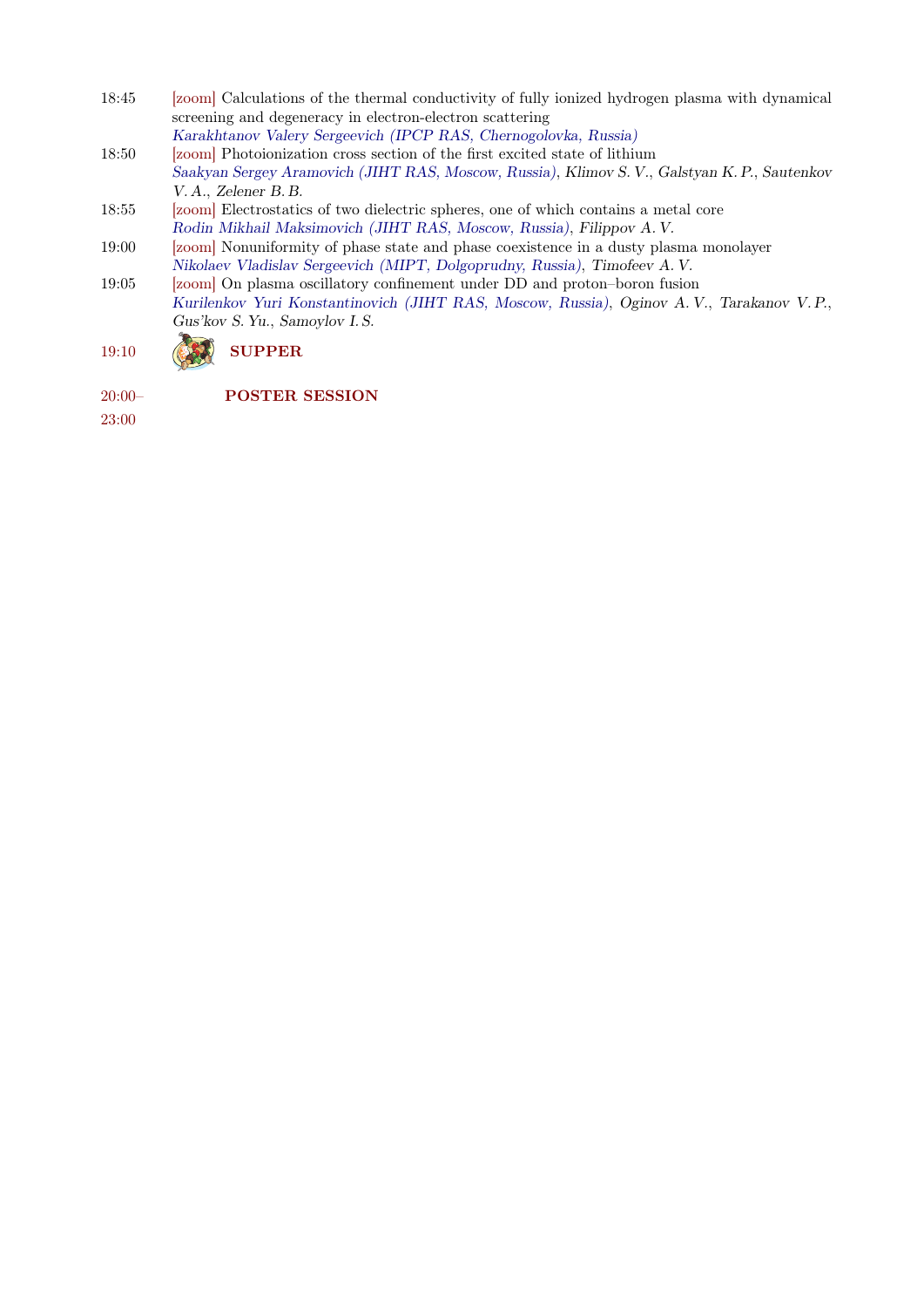18:45 [zoom] Calculations of the thermal conductivity of fully ionized hydrogen plasma with dynamical screening and degeneracy in electron-electron scattering
*Karakhtanov Valery Sergeevich (IPCP RAS, Chernogolovka, Russia)*

18:50 [zoom] Photoionization cross section of the first excited state of lithium
*Saakyan Sergey Aramovich (JIHT RAS, Moscow, Russia)*, *Klimov S. V.*, *Galstyan K. P.*, *Sautenkov V. A.*, *Zelener B. B.*

18:55 [zoom] Electrostatics of two dielectric spheres, one of which contains a metal core
*Rodin Mikhail Maksimovich (JIHT RAS, Moscow, Russia)*, *Filippov A. V.*

19:00 [zoom] Nonuniformity of phase state and phase coexistence in a dusty plasma monolayer
*Nikolaev Vladislav Sergeevich (MIPT, Dolgoprudny, Russia)*, *Timofeev A. V.*

19:05 [zoom] On plasma oscillatory confinement under DD and proton–boron fusion
*Kurilenkov Yuri Konstantinovich (JIHT RAS, Moscow, Russia)*, *Oginov A. V.*, *Tarakanov V. P.*, *Gus'kov S. Yu.*, *Samoylov I. S.*

19:10 **SUPPER**

20:00–23:00 **POSTER SESSION**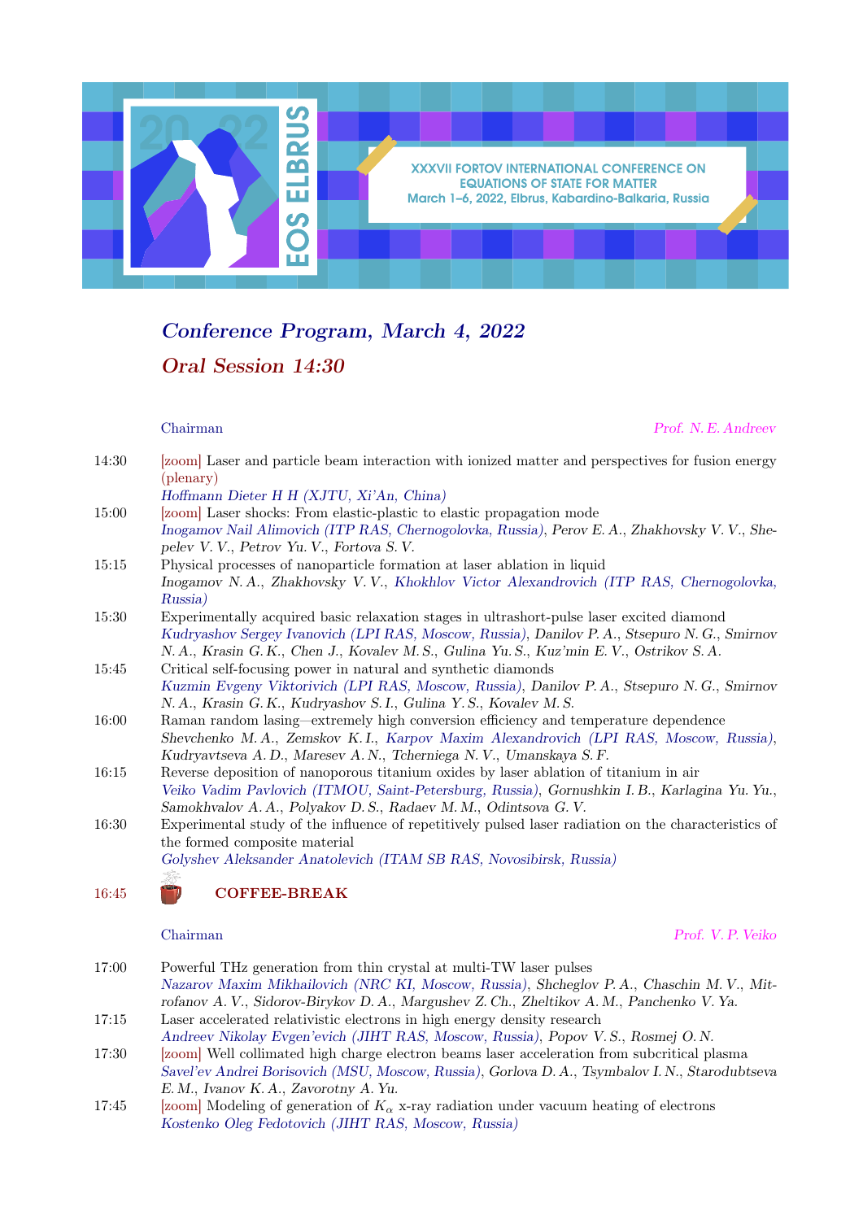XXXVII FORTOV INTERNATIONAL CONFERENCE ON EQUATIONS OF STATE FOR MATTER
March 1–6, 2022, Elbrus, Kabardino-Balkaria, Russia

## *Conference Program, March 4, 2022*

## *Oral Session 14:30*

Chairman — *Prof. N. E. Andreev*

14:30 — [zoom] Laser and particle beam interaction with ionized matter and perspectives for fusion energy (plenary)
*Hoffmann Dieter H H (XJTU, Xi'An, China)*

15:00 — [zoom] Laser shocks: From elastic-plastic to elastic propagation mode
*Inogamov Nail Alimovich (ITP RAS, Chernogolovka, Russia), Perov E. A., Zhakhovsky V. V., Shepelev V. V., Petrov Yu. V., Fortova S. V.*

15:15 — Physical processes of nanoparticle formation at laser ablation in liquid
*Inogamov N. A., Zhakhovsky V. V., Khokhlov Victor Alexandrovich (ITP RAS, Chernogolovka, Russia)*

15:30 — Experimentally acquired basic relaxation stages in ultrashort-pulse laser excited diamond
*Kudryashov Sergey Ivanovich (LPI RAS, Moscow, Russia), Danilov P. A., Stsepuro N. G., Smirnov N. A., Krasin G. K., Chen J., Kovalev M. S., Gulina Yu. S., Kuz'min E. V., Ostrikov S. A.*

15:45 — Critical self-focusing power in natural and synthetic diamonds
*Kuzmin Evgeny Viktorivich (LPI RAS, Moscow, Russia), Danilov P. A., Stsepuro N. G., Smirnov N. A., Krasin G. K., Kudryashov S. I., Gulina Y. S., Kovalev M. S.*

16:00 — Raman random lasing—extremely high conversion efficiency and temperature dependence
*Shevchenko M. A., Zemskov K. I., Karpov Maxim Alexandrovich (LPI RAS, Moscow, Russia), Kudryavtseva A. D., Maresev A. N., Tcherniega N. V., Umanskaya S. F.*

16:15 — Reverse deposition of nanoporous titanium oxides by laser ablation of titanium in air
*Veiko Vadim Pavlovich (ITMOU, Saint-Petersburg, Russia), Gornushkin I. B., Karlagina Yu. Yu., Samokhvalov A. A., Polyakov D. S., Radaev M. M., Odintsova G. V.*

16:30 — Experimental study of the influence of repetitively pulsed laser radiation on the characteristics of the formed composite material
*Golyshev Aleksander Anatolevich (ITAM SB RAS, Novosibirsk, Russia)*

16:45 — **COFFEE-BREAK**

Chairman — *Prof. V. P. Veiko*

17:00 — Powerful THz generation from thin crystal at multi-TW laser pulses
*Nazarov Maxim Mikhailovich (NRC KI, Moscow, Russia), Shcheglov P. A., Chaschin M. V., Mitrofanov A. V., Sidorov-Birykov D. A., Margushev Z. Ch., Zheltikov A. M., Panchenko V. Ya.*

17:15 — Laser accelerated relativistic electrons in high energy density research
*Andreev Nikolay Evgen'evich (JIHT RAS, Moscow, Russia), Popov V. S., Rosmej O. N.*

17:30 — [zoom] Well collimated high charge electron beams laser acceleration from subcritical plasma
*Savel'ev Andrei Borisovich (MSU, Moscow, Russia), Gorlova D. A., Tsymbalov I. N., Starodubtseva E. M., Ivanov K. A., Zavorotny A. Yu.*

17:45 — [zoom] Modeling of generation of $K_\alpha$ x-ray radiation under vacuum heating of electrons
*Kostenko Oleg Fedotovich (JIHT RAS, Moscow, Russia)*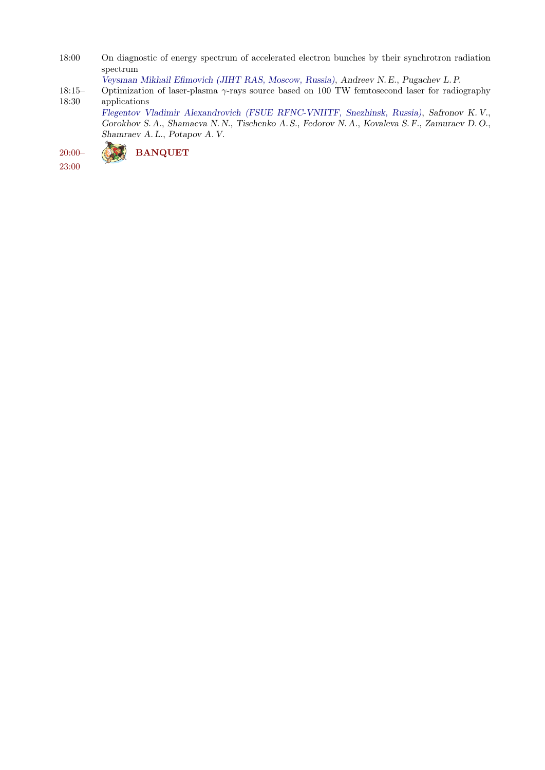18:00 On diagnostic of energy spectrum of accelerated electron bunches by their synchrotron radiation spectrum

*Veysman Mikhail Efimovich (JIHT RAS, Moscow, Russia), Andreev N. E., Pugachev L. P.*

18:15–18:30 Optimization of laser-plasma $\gamma$-rays source based on 100 TW femtosecond laser for radiography applications

*Flegentov Vladimir Alexandrovich (FSUE RFNC-VNIITF, Snezhinsk, Russia), Safronov K. V., Gorokhov S. A., Shamaeva N. N., Tischenko A. S., Fedorov N. A., Kovaleva S. F., Zamuraev D. O., Shamraev A. L., Potapov A. V.*

20:00–23:00 **BANQUET**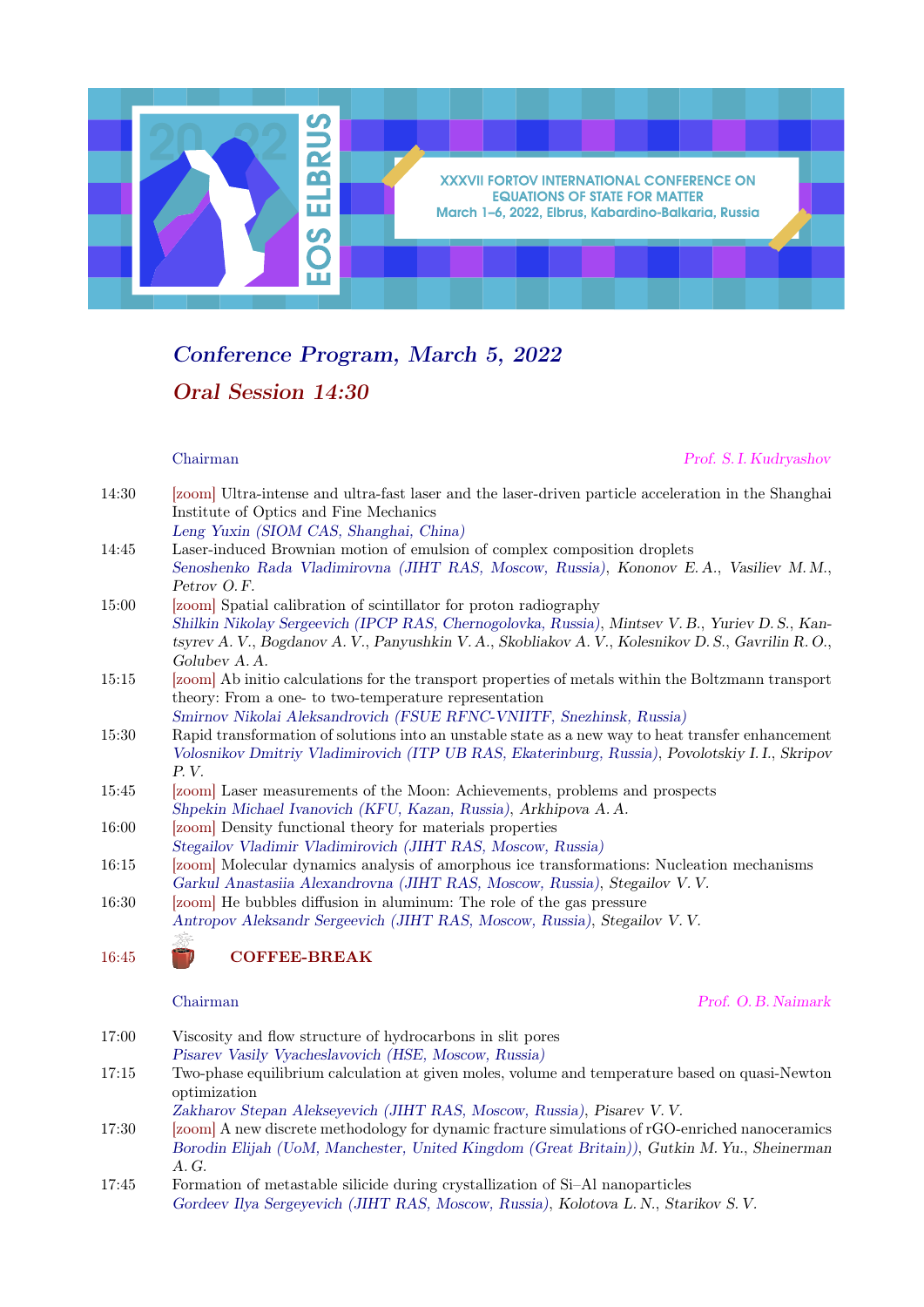XXXVII FORTOV INTERNATIONAL CONFERENCE ON EQUATIONS OF STATE FOR MATTER
March 1–6, 2022, Elbrus, Kabardino-Balkaria, Russia

## *Conference Program, March 5, 2022*

## *Oral Session 14:30*

Chairman — *Prof. S. I. Kudryashov*

**14:30** [zoom] Ultra-intense and ultra-fast laser and the laser-driven particle acceleration in the Shanghai Institute of Optics and Fine Mechanics
*Leng Yuxin (SIOM CAS, Shanghai, China)*

**14:45** Laser-induced Brownian motion of emulsion of complex composition droplets
*Senoshenko Rada Vladimirovna (JIHT RAS, Moscow, Russia), Kononov E. A., Vasiliev M. M., Petrov O. F.*

**15:00** [zoom] Spatial calibration of scintillator for proton radiography
*Shilkin Nikolay Sergeevich (IPCP RAS, Chernogolovka, Russia), Mintsev V. B., Yuriev D. S., Kantsyrev A. V., Bogdanov A. V., Panyushkin V. A., Skobliakov A. V., Kolesnikov D. S., Gavrilin R. O., Golubev A. A.*

**15:15** [zoom] Ab initio calculations for the transport properties of metals within the Boltzmann transport theory: From a one- to two-temperature representation
*Smirnov Nikolai Aleksandrovich (FSUE RFNC-VNIITF, Snezhinsk, Russia)*

**15:30** Rapid transformation of solutions into an unstable state as a new way to heat transfer enhancement
*Volosnikov Dmitriy Vladimirovich (ITP UB RAS, Ekaterinburg, Russia), Povolotskiy I. I., Skripov P. V.*

**15:45** [zoom] Laser measurements of the Moon: Achievements, problems and prospects
*Shpekin Michael Ivanovich (KFU, Kazan, Russia), Arkhipova A. A.*

**16:00** [zoom] Density functional theory for materials properties
*Stegailov Vladimir Vladimirovich (JIHT RAS, Moscow, Russia)*

**16:15** [zoom] Molecular dynamics analysis of amorphous ice transformations: Nucleation mechanisms
*Garkul Anastasiia Alexandrovna (JIHT RAS, Moscow, Russia), Stegailov V. V.*

**16:30** [zoom] He bubbles diffusion in aluminum: The role of the gas pressure
*Antropov Aleksandr Sergeevich (JIHT RAS, Moscow, Russia), Stegailov V. V.*

**16:45** **COFFEE-BREAK**

Chairman — *Prof. O. B. Naimark*

**17:00** Viscosity and flow structure of hydrocarbons in slit pores
*Pisarev Vasily Vyacheslavovich (HSE, Moscow, Russia)*

**17:15** Two-phase equilibrium calculation at given moles, volume and temperature based on quasi-Newton optimization
*Zakharov Stepan Alekseyevich (JIHT RAS, Moscow, Russia), Pisarev V. V.*

**17:30** [zoom] A new discrete methodology for dynamic fracture simulations of rGO-enriched nanoceramics
*Borodin Elijah (UoM, Manchester, United Kingdom (Great Britain)), Gutkin M. Yu., Sheinerman A. G.*

**17:45** Formation of metastable silicide during crystallization of Si–Al nanoparticles
*Gordeev Ilya Sergeyevich (JIHT RAS, Moscow, Russia), Kolotova L. N., Starikov S. V.*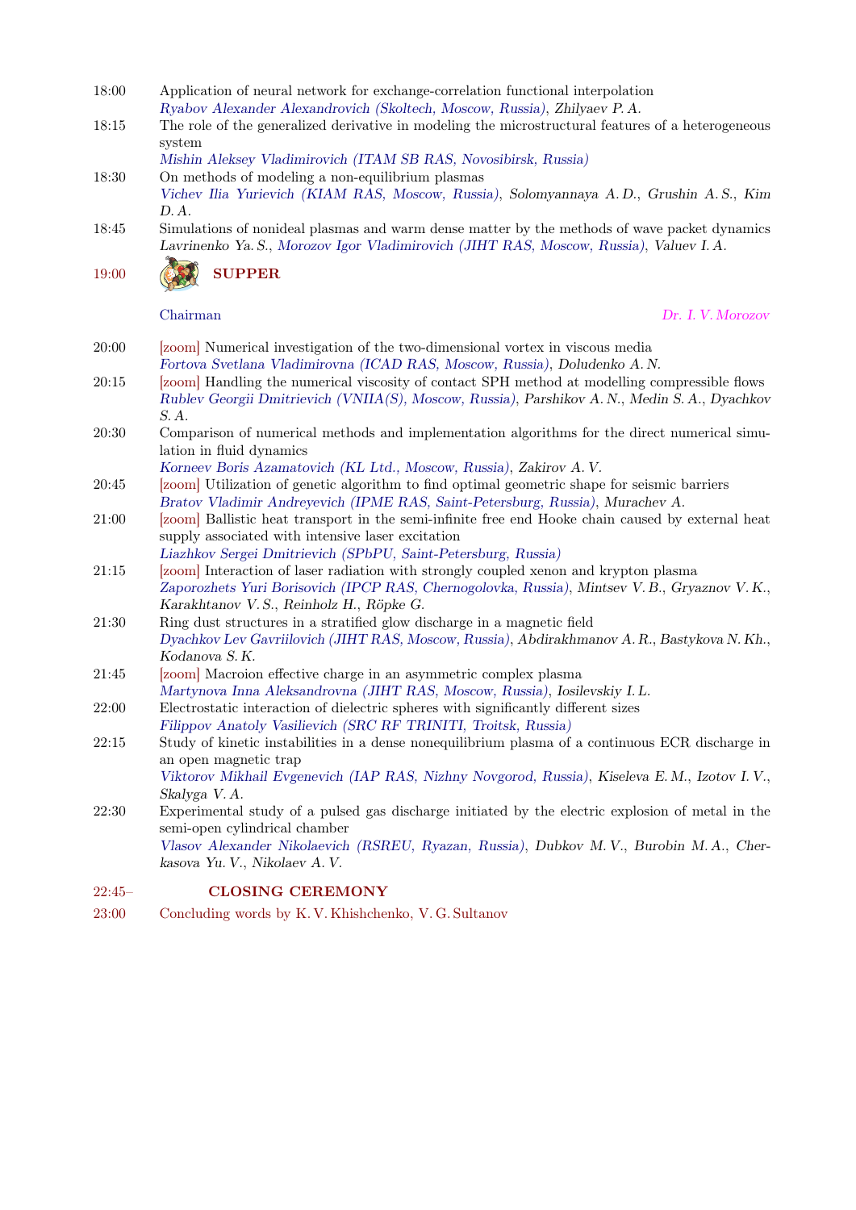18:00 Application of neural network for exchange-correlation functional interpolation
*Ryabov Alexander Alexandrovich (Skoltech, Moscow, Russia)*, *Zhilyaev P. A.*

18:15 The role of the generalized derivative in modeling the microstructural features of a heterogeneous system
*Mishin Aleksey Vladimirovich (ITAM SB RAS, Novosibirsk, Russia)*

18:30 On methods of modeling a non-equilibrium plasmas
*Vichev Ilia Yurievich (KIAM RAS, Moscow, Russia)*, *Solomyannaya A. D.*, *Grushin A. S.*, *Kim D. A.*

18:45 Simulations of nonideal plasmas and warm dense matter by the methods of wave packet dynamics
*Lavrinenko Ya. S.*, *Morozov Igor Vladimirovich (JIHT RAS, Moscow, Russia)*, *Valuev I. A.*

19:00 **SUPPER**

Chairman — Dr. I. V. Morozov

20:00 [zoom] Numerical investigation of the two-dimensional vortex in viscous media
*Fortova Svetlana Vladimirovna (ICAD RAS, Moscow, Russia)*, *Doludenko A. N.*

20:15 [zoom] Handling the numerical viscosity of contact SPH method at modelling compressible flows
*Rublev Georgii Dmitrievich (VNIIA(S), Moscow, Russia)*, *Parshikov A. N.*, *Medin S. A.*, *Dyachkov S. A.*

20:30 Comparison of numerical methods and implementation algorithms for the direct numerical simulation in fluid dynamics
*Korneev Boris Azamatovich (KL Ltd., Moscow, Russia)*, *Zakirov A. V.*

20:45 [zoom] Utilization of genetic algorithm to find optimal geometric shape for seismic barriers
*Bratov Vladimir Andreyevich (IPME RAS, Saint-Petersburg, Russia)*, *Murachev A.*

21:00 [zoom] Ballistic heat transport in the semi-infinite free end Hooke chain caused by external heat supply associated with intensive laser excitation
*Liazhkov Sergei Dmitrievich (SPbPU, Saint-Petersburg, Russia)*

21:15 [zoom] Interaction of laser radiation with strongly coupled xenon and krypton plasma
*Zaporozhets Yuri Borisovich (IPCP RAS, Chernogolovka, Russia)*, *Mintsev V. B.*, *Gryaznov V. K.*, *Karakhtanov V. S.*, *Reinholz H.*, *Röpke G.*

21:30 Ring dust structures in a stratified glow discharge in a magnetic field
*Dyachkov Lev Gavriilovich (JIHT RAS, Moscow, Russia)*, *Abdirakhmanov A. R.*, *Bastykova N. Kh.*, *Kodanova S. K.*

21:45 [zoom] Macroion effective charge in an asymmetric complex plasma
*Martynova Inna Aleksandrovna (JIHT RAS, Moscow, Russia)*, *Iosilevskiy I. L.*

22:00 Electrostatic interaction of dielectric spheres with significantly different sizes
*Filippov Anatoly Vasilievich (SRC RF TRINITI, Troitsk, Russia)*

22:15 Study of kinetic instabilities in a dense nonequilibrium plasma of a continuous ECR discharge in an open magnetic trap
*Viktorov Mikhail Evgenevich (IAP RAS, Nizhny Novgorod, Russia)*, *Kiseleva E. M.*, *Izotov I. V.*, *Skalyga V. A.*

22:30 Experimental study of a pulsed gas discharge initiated by the electric explosion of metal in the semi-open cylindrical chamber
*Vlasov Alexander Nikolaevich (RSREU, Ryazan, Russia)*, *Dubkov M. V.*, *Burobin M. A.*, *Cherkasova Yu. V.*, *Nikolaev A. V.*

22:45– **CLOSING CEREMONY**

23:00 Concluding words by K. V. Khishchenko, V. G. Sultanov